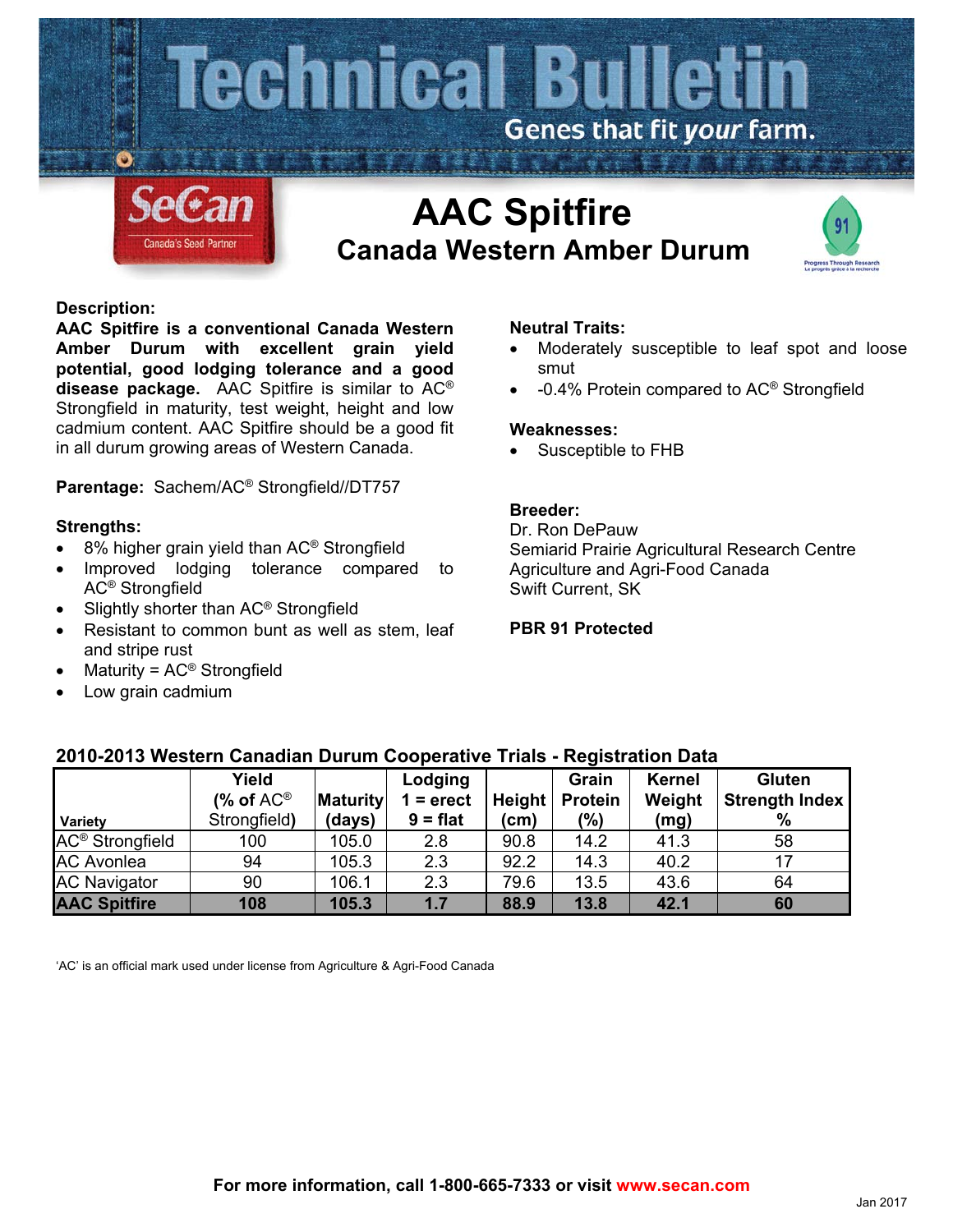# Technical Bulletin

Genes that fit *your* farm.

SeCan
Canada's Seed Partner

# AAC Spitfire

## Canada Western Amber Durum

### Description:

**AAC Spitfire is a conventional Canada Western Amber Durum with excellent grain yield potential, good lodging tolerance and a good disease package.** AAC Spitfire is similar to AC® Strongfield in maturity, test weight, height and low cadmium content. AAC Spitfire should be a good fit in all durum growing areas of Western Canada.

**Parentage:** Sachem/AC® Strongfield//DT757

### Strengths:

- 8% higher grain yield than AC® Strongfield
- Improved lodging tolerance compared to AC® Strongfield
- Slightly shorter than AC® Strongfield
- Resistant to common bunt as well as stem, leaf and stripe rust
- Maturity = AC® Strongfield
- Low grain cadmium

### Neutral Traits:

- Moderately susceptible to leaf spot and loose smut
- -0.4% Protein compared to AC® Strongfield

### Weaknesses:

- Susceptible to FHB

### Breeder:

Dr. Ron DePauw
Semiarid Prairie Agricultural Research Centre
Agriculture and Agri-Food Canada
Swift Current, SK

**PBR 91 Protected**

### 2010-2013 Western Canadian Durum Cooperative Trials - Registration Data

| Variety | Yield (% of AC® Strongfield) | Maturity (days) | Lodging 1 = erect 9 = flat | Height (cm) | Grain Protein (%) | Kernel Weight (mg) | Gluten Strength Index % |
|---|---|---|---|---|---|---|---|
| AC® Strongfield | 100 | 105.0 | 2.8 | 90.8 | 14.2 | 41.3 | 58 |
| AC Avonlea | 94 | 105.3 | 2.3 | 92.2 | 14.3 | 40.2 | 17 |
| AC Navigator | 90 | 106.1 | 2.3 | 79.6 | 13.5 | 43.6 | 64 |
| **AAC Spitfire** | **108** | **105.3** | **1.7** | **88.9** | **13.8** | **42.1** | **60** |

'AC' is an official mark used under license from Agriculture & Agri-Food Canada

**For more information, call 1-800-665-7333 or visit www.secan.com**

Jan 2017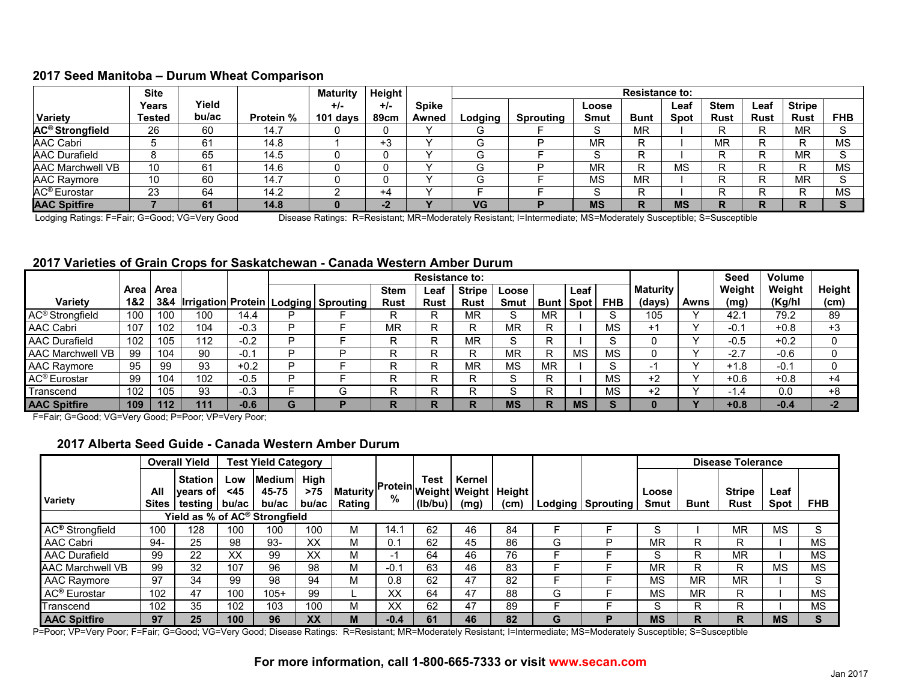## 2017 Seed Manitoba – Durum Wheat Comparison

| Variety | Site Years Tested | Yield bu/ac | Protein % | Maturity +/- 101 days | Height +/- 89cm | Spike Awned | Resistance to: Lodging | Sprouting | Loose Smut | Bunt | Leaf Spot | Stem Rust | Leaf Rust | Stripe Rust | FHB |
|---|---|---|---|---|---|---|---|---|---|---|---|---|---|---|---|
| **AC® Strongfield** | 26 | 60 | 14.7 | 0 | 0 | Y | G | F | S | MR | I | R | R | MR | S |
| AAC Cabri | 5 | 61 | 14.8 | 1 | +3 | Y | G | P | MR | R | I | MR | R | R | MS |
| AAC Durafield | 8 | 65 | 14.5 | 0 | 0 | Y | G | F | S | R | I | R | R | MR | S |
| AAC Marchwell VB | 10 | 61 | 14.6 | 0 | 0 | Y | G | P | MR | R | MS | R | R | R | MS |
| AAC Raymore | 10 | 60 | 14.7 | 0 | 0 | Y | G | F | MS | MR | I | R | R | MR | S |
| AC® Eurostar | 23 | 64 | 14.2 | 2 | +4 | Y | F | F | S | R | I | R | R | R | MS |
| **AAC Spitfire** | **7** | **61** | **14.8** | **0** | **-2** | **Y** | **VG** | **P** | **MS** | **R** | **MS** | **R** | **R** | **R** | **S** |

Lodging Ratings: F=Fair; G=Good; VG=Very Good    Disease Ratings: R=Resistant; MR=Moderately Resistant; I=Intermediate; MS=Moderately Susceptible; S=Susceptible

## 2017 Varieties of Grain Crops for Saskatchewan - Canada Western Amber Durum

| Variety | Area 1&2 | Area 3&4 | Irrigation | Protein | Resistance to: Lodging | Sprouting | Stem Rust | Leaf Rust | Stripe Rust | Loose Smut | Bunt | Leaf Spot | FHB | Maturity (days) | Awns | Seed Weight (mg) | Volume Weight (Kg/hl | Height (cm) |
|---|---|---|---|---|---|---|---|---|---|---|---|---|---|---|---|---|---|---|
| AC® Strongfield | 100 | 100 | 100 | 14.4 | P | F | R | R | MR | S | MR | I | S | 105 | Y | 42.1 | 79.2 | 89 |
| AAC Cabri | 107 | 102 | 104 | -0.3 | P | F | MR | R | R | MR | R | I | MS | +1 | Y | -0.1 | +0.8 | +3 |
| AAC Durafield | 102 | 105 | 112 | -0.2 | P | F | R | R | MR | S | R | I | S | 0 | Y | -0.5 | +0.2 | 0 |
| AAC Marchwell VB | 99 | 104 | 90 | -0.1 | P | P | R | R | R | MR | R | MS | MS | 0 | Y | -2.7 | -0.6 | 0 |
| AAC Raymore | 95 | 99 | 93 | +0.2 | P | F | R | R | MR | MS | MR | I | S | -1 | Y | +1.8 | -0.1 | 0 |
| AC® Eurostar | 99 | 104 | 102 | -0.5 | P | F | R | R | R | S | R | I | MS | +2 | Y | +0.6 | +0.8 | +4 |
| Transcend | 102 | 105 | 93 | -0.3 | F | G | R | R | R | S | R | I | MS | +2 | Y | -1.4 | 0.0 | +8 |
| **AAC Spitfire** | **109** | **112** | **111** | **-0.6** | **G** | **P** | **R** | **R** | **R** | **MS** | **R** | **MS** | **S** | **0** | **Y** | **+0.8** | **-0.4** | **-2** |

F=Fair; G=Good; VG=Very Good; P=Poor; VP=Very Poor;

## 2017 Alberta Seed Guide - Canada Western Amber Durum

| Variety | Overall Yield: All Sites | Station years of testing | Test Yield Category: Low <45 bu/ac | Medium 45-75 bu/ac | High >75 bu/ac | Maturity Rating | Protein % | Test Weight (lb/bu) | Kernel Weight (mg) | Height (cm) | Lodging | Sprouting | Disease Tolerance: Loose Smut | Bunt | Stripe Rust | Leaf Spot | FHB |
|---|---|---|---|---|---|---|---|---|---|---|---|---|---|---|---|---|---|
| | Yield as % of AC® Strongfield | | | | | | | | | | | | | | | | |
| AC® Strongfield | 100 | 128 | 100 | 100 | 100 | M | 14.1 | 62 | 46 | 84 | F | F | S | I | MR | MS | S |
| AAC Cabri | 94- | 25 | 98 | 93- | XX | M | 0.1 | 62 | 45 | 86 | G | P | MR | R | R | I | MS |
| AAC Durafield | 99 | 22 | XX | 99 | XX | M | -1 | 64 | 46 | 76 | F | F | S | R | MR | I | MS |
| AAC Marchwell VB | 99 | 32 | 107 | 96 | 98 | M | -0.1 | 63 | 46 | 83 | F | F | MR | R | R | MS | MS |
| AAC Raymore | 97 | 34 | 99 | 98 | 94 | M | 0.8 | 62 | 47 | 82 | F | F | MS | MR | MR | I | S |
| AC® Eurostar | 102 | 47 | 100 | 105+ | 99 | L | XX | 64 | 47 | 88 | G | F | MS | MR | R | I | MS |
| Transcend | 102 | 35 | 102 | 103 | 100 | M | XX | 62 | 47 | 89 | F | F | S | R | R | I | MS |
| **AAC Spitfire** | **97** | **25** | **100** | **96** | **XX** | **M** | **-0.4** | **61** | **46** | **82** | **G** | **P** | **MS** | **R** | **R** | **MS** | **S** |

P=Poor; VP=Very Poor; F=Fair; G=Good; VG=Very Good; Disease Ratings: R=Resistant; MR=Moderately Resistant; I=Intermediate; MS=Moderately Susceptible; S=Susceptible

**For more information, call 1-800-665-7333 or visit www.secan.com**

Jan 2017